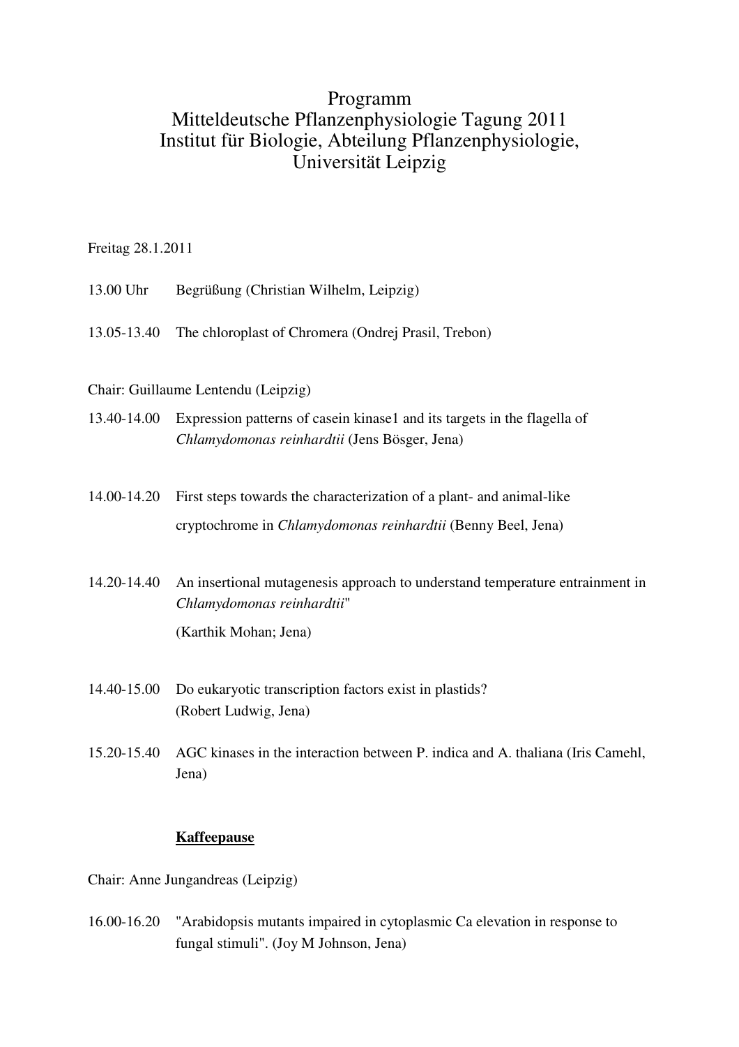# Programm
# Mitteldeutsche Pflanzenphysiologie Tagung 2011
# Institut für Biologie, Abteilung Pflanzenphysiologie, Universität Leipzig

Freitag 28.1.2011

13.00 Uhr Begrüßung (Christian Wilhelm, Leipzig)

13.05-13.40 The chloroplast of Chromera (Ondrej Prasil, Trebon)

Chair: Guillaume Lentendu (Leipzig)

13.40-14.00 Expression patterns of casein kinase1 and its targets in the flagella of *Chlamydomonas reinhardtii* (Jens Bösger, Jena)

14.00-14.20 First steps towards the characterization of a plant- and animal-like cryptochrome in *Chlamydomonas reinhardtii* (Benny Beel, Jena)

14.20-14.40 An insertional mutagenesis approach to understand temperature entrainment in *Chlamydomonas reinhardtii*"
(Karthik Mohan; Jena)

14.40-15.00 Do eukaryotic transcription factors exist in plastids?
(Robert Ludwig, Jena)

15.20-15.40 AGC kinases in the interaction between P. indica and A. thaliana (Iris Camehl, Jena)

**Kaffeepause**

Chair: Anne Jungandreas (Leipzig)

16.00-16.20 "Arabidopsis mutants impaired in cytoplasmic Ca elevation in response to fungal stimuli". (Joy M Johnson, Jena)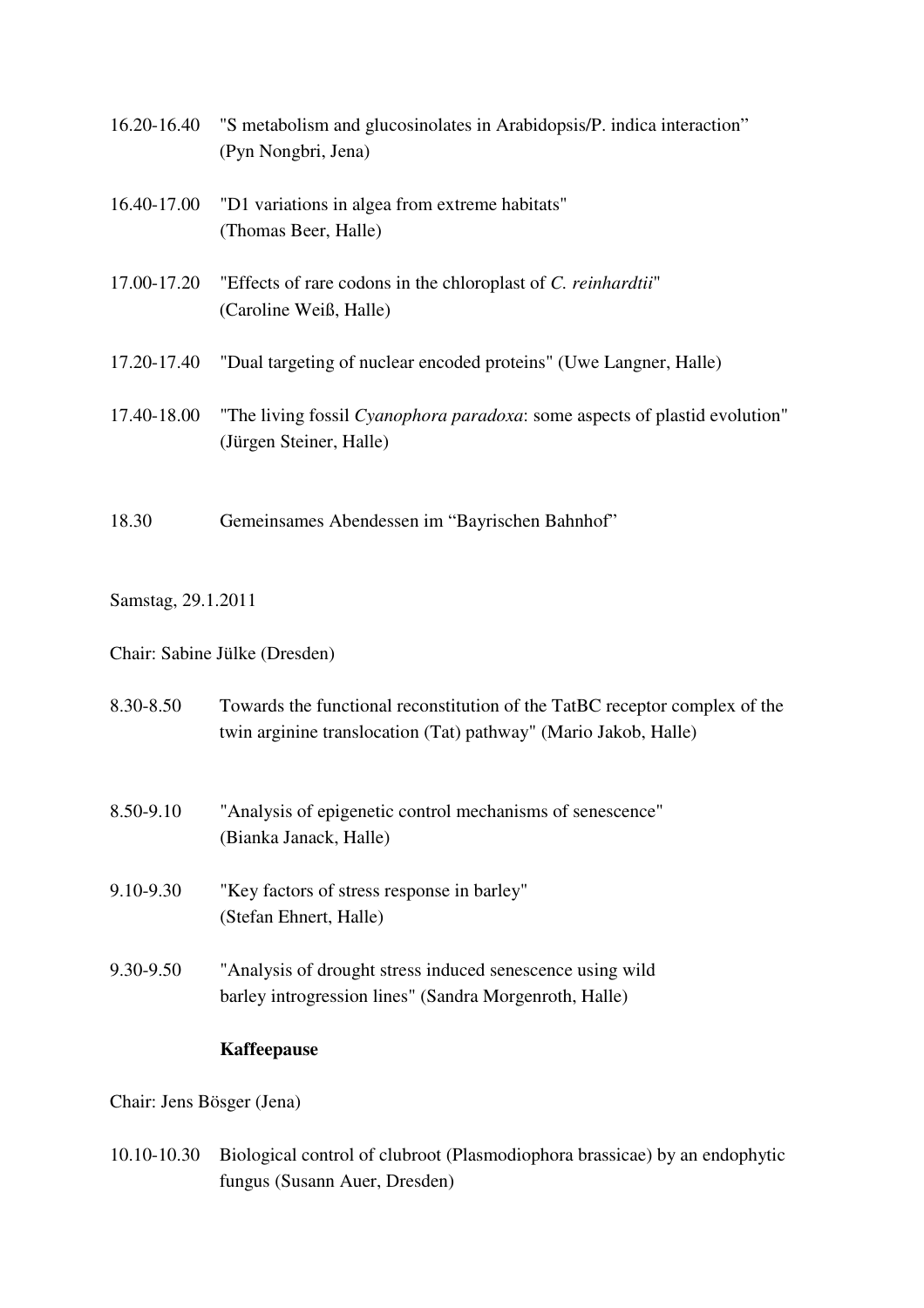16.20-16.40 "S metabolism and glucosinolates in Arabidopsis/P. indica interaction” (Pyn Nongbri, Jena)

16.40-17.00 "D1 variations in algea from extreme habitats" (Thomas Beer, Halle)

17.00-17.20 "Effects of rare codons in the chloroplast of *C. reinhardtii*" (Caroline Weiß, Halle)

17.20-17.40 "Dual targeting of nuclear encoded proteins" (Uwe Langner, Halle)

17.40-18.00 "The living fossil *Cyanophora paradoxa*: some aspects of plastid evolution" (Jürgen Steiner, Halle)

18.30 Gemeinsames Abendessen im “Bayrischen Bahnhof”

Samstag, 29.1.2011

Chair: Sabine Jülke (Dresden)

8.30-8.50 Towards the functional reconstitution of the TatBC receptor complex of the twin arginine translocation (Tat) pathway" (Mario Jakob, Halle)

8.50-9.10 "Analysis of epigenetic control mechanisms of senescence" (Bianka Janack, Halle)

9.10-9.30 "Key factors of stress response in barley" (Stefan Ehnert, Halle)

9.30-9.50 "Analysis of drought stress induced senescence using wild barley introgression lines" (Sandra Morgenroth, Halle)

**Kaffeepause**

Chair: Jens Bösger (Jena)

10.10-10.30 Biological control of clubroot (Plasmodiophora brassicae) by an endophytic fungus (Susann Auer, Dresden)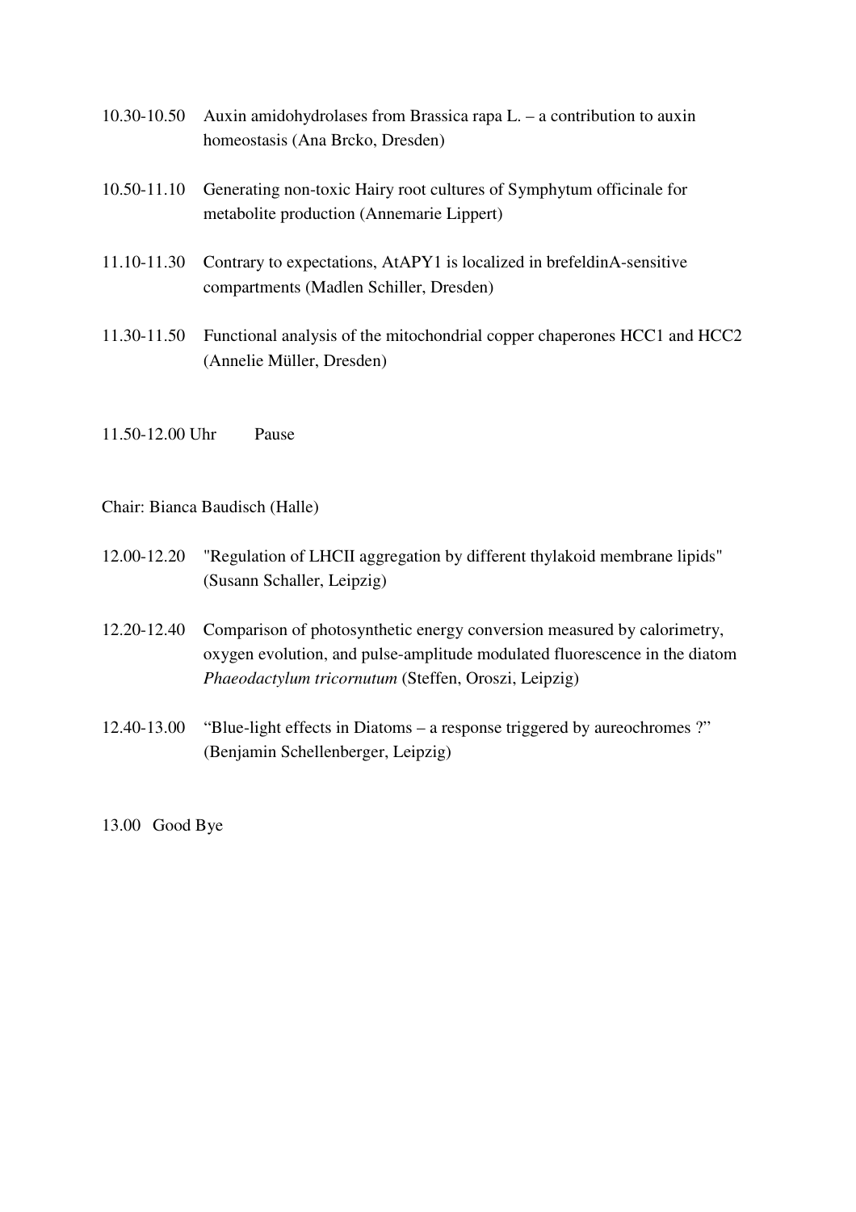10.30-10.50 Auxin amidohydrolases from Brassica rapa L. – a contribution to auxin homeostasis (Ana Brcko, Dresden)

10.50-11.10 Generating non-toxic Hairy root cultures of Symphytum officinale for metabolite production (Annemarie Lippert)

11.10-11.30 Contrary to expectations, AtAPY1 is localized in brefeldinA-sensitive compartments (Madlen Schiller, Dresden)

11.30-11.50 Functional analysis of the mitochondrial copper chaperones HCC1 and HCC2 (Annelie Müller, Dresden)

11.50-12.00 Uhr Pause

Chair: Bianca Baudisch (Halle)

12.00-12.20 "Regulation of LHCII aggregation by different thylakoid membrane lipids" (Susann Schaller, Leipzig)

12.20-12.40 Comparison of photosynthetic energy conversion measured by calorimetry, oxygen evolution, and pulse-amplitude modulated fluorescence in the diatom *Phaeodactylum tricornutum* (Steffen, Oroszi, Leipzig)

12.40-13.00 "Blue-light effects in Diatoms – a response triggered by aureochromes ?" (Benjamin Schellenberger, Leipzig)

13.00 Good Bye